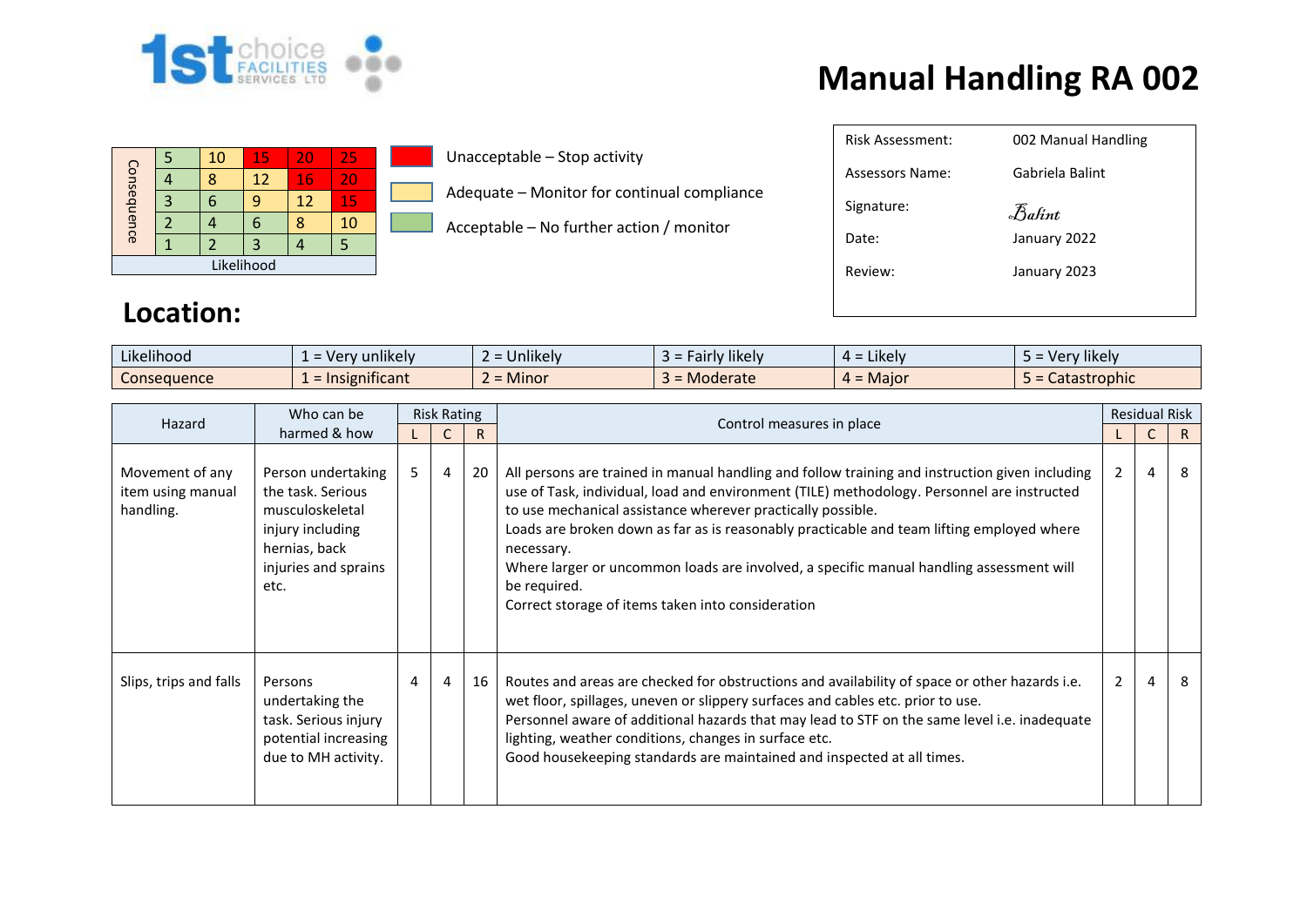# Manual Handling RA 002

| Consequence | | | | | |
|---|---|---|---|---|---|
| | 5 | 10 | 15 | 20 | 25 |
| | 4 | 8 | 12 | 16 | 20 |
| | 3 | 6 | 9 | 12 | 15 |
| | 2 | 4 | 6 | 8 | 10 |
| | 1 | 2 | 3 | 4 | 5 |
| Likelihood | | | | | |

- Unacceptable – Stop activity
- Adequate – Monitor for continual compliance
- Acceptable – No further action / monitor

| | |
|---|---|
| Risk Assessment: | 002 Manual Handling |
| Assessors Name: | Gabriela Balint |
| Signature: | Balint |
| Date: | January 2022 |
| Review: | January 2023 |

## Location:

| Likelihood | 1 = Very unlikely | 2 = Unlikely | 3 = Fairly likely | 4 = Likely | 5 = Very likely |
|---|---|---|---|---|---|
| Consequence | 1 = Insignificant | 2 = Minor | 3 = Moderate | 4 = Major | 5 = Catastrophic |

| Hazard | Who can be harmed & how | Risk Rating | | | Control measures in place | Residual Risk | | |
|---|---|---|---|---|---|---|---|---|
| | | L | C | R | | L | C | R |
| Movement of any item using manual handling. | Person undertaking the task. Serious musculoskeletal injury including hernias, back injuries and sprains etc. | 5 | 4 | 20 | All persons are trained in manual handling and follow training and instruction given including use of Task, individual, load and environment (TILE) methodology. Personnel are instructed to use mechanical assistance wherever practically possible.<br>Loads are broken down as far as is reasonably practicable and team lifting employed where necessary.<br>Where larger or uncommon loads are involved, a specific manual handling assessment will be required.<br>Correct storage of items taken into consideration | 2 | 4 | 8 |
| Slips, trips and falls | Persons undertaking the task. Serious injury potential increasing due to MH activity. | 4 | 4 | 16 | Routes and areas are checked for obstructions and availability of space or other hazards i.e. wet floor, spillages, uneven or slippery surfaces and cables etc. prior to use.<br>Personnel aware of additional hazards that may lead to STF on the same level i.e. inadequate lighting, weather conditions, changes in surface etc.<br>Good housekeeping standards are maintained and inspected at all times. | 2 | 4 | 8 |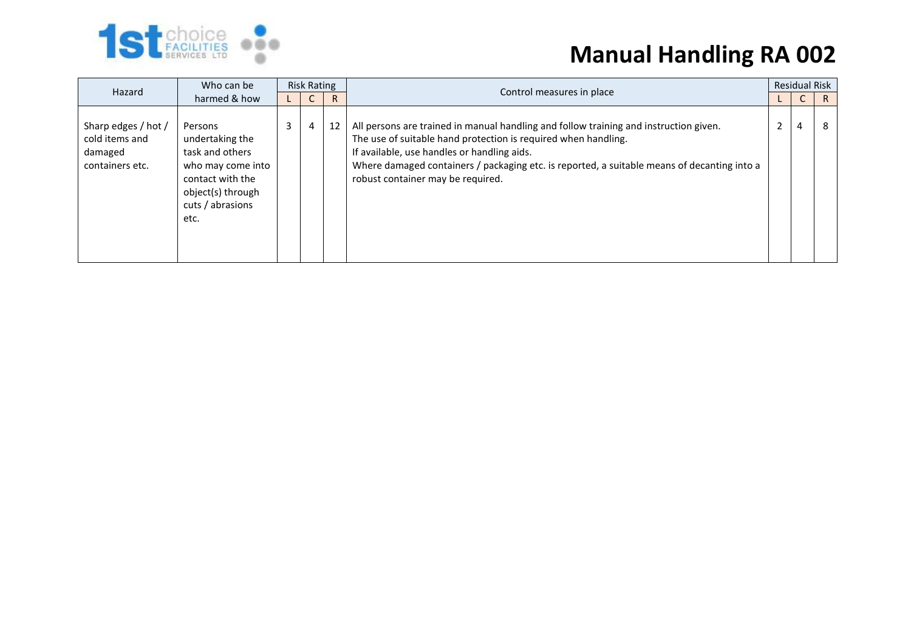# Manual Handling RA 002

| Hazard | Who can be harmed & how | Risk Rating | | | Control measures in place | Residual Risk | | |
|---|---|---|---|---|---|---|---|---|
| | | L | C | R | | L | C | R |
| Sharp edges / hot / cold items and damaged containers etc. | Persons undertaking the task and others who may come into contact with the object(s) through cuts / abrasions etc. | 3 | 4 | 12 | All persons are trained in manual handling and follow training and instruction given.<br>The use of suitable hand protection is required when handling.<br>If available, use handles or handling aids.<br>Where damaged containers / packaging etc. is reported, a suitable means of decanting into a robust container may be required. | 2 | 4 | 8 |